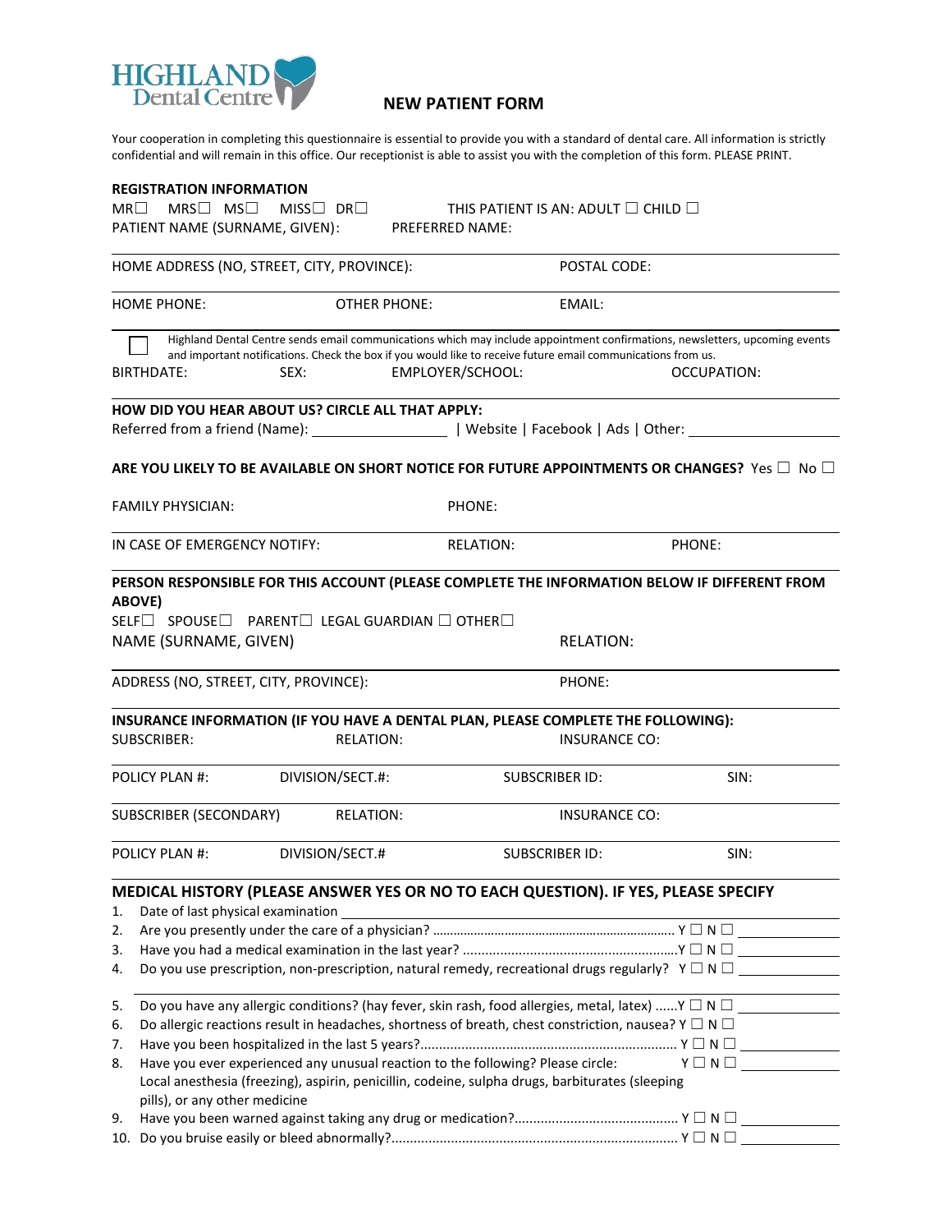HIGHLAND Dental Centre

# NEW PATIENT FORM

Your cooperation in completing this questionnaire is essential to provide you with a standard of dental care. All information is strictly confidential and will remain in this office. Our receptionist is able to assist you with the completion of this form. PLEASE PRINT.

**REGISTRATION INFORMATION**

MR☐ MRS☐ MS☐ MISS☐ DR☐ THIS PATIENT IS AN: ADULT ☐ CHILD ☐

PATIENT NAME (SURNAME, GIVEN): PREFERRED NAME:

HOME ADDRESS (NO, STREET, CITY, PROVINCE): POSTAL CODE:

HOME PHONE: OTHER PHONE: EMAIL:

☐ Highland Dental Centre sends email communications which may include appointment confirmations, newsletters, upcoming events and important notifications. Check the box if you would like to receive future email communications from us.

BIRTHDATE: SEX: EMPLOYER/SCHOOL: OCCUPATION:

**HOW DID YOU HEAR ABOUT US? CIRCLE ALL THAT APPLY:**

Referred from a friend (Name): ________________ | Website | Facebook | Ads | Other: ________________

**ARE YOU LIKELY TO BE AVAILABLE ON SHORT NOTICE FOR FUTURE APPOINTMENTS OR CHANGES?** Yes ☐ No ☐

FAMILY PHYSICIAN: PHONE:

IN CASE OF EMERGENCY NOTIFY: RELATION: PHONE:

**PERSON RESPONSIBLE FOR THIS ACCOUNT (PLEASE COMPLETE THE INFORMATION BELOW IF DIFFERENT FROM ABOVE)**

SELF☐ SPOUSE☐ PARENT☐ LEGAL GUARDIAN ☐ OTHER☐

NAME (SURNAME, GIVEN) RELATION:

ADDRESS (NO, STREET, CITY, PROVINCE): PHONE:

**INSURANCE INFORMATION (IF YOU HAVE A DENTAL PLAN, PLEASE COMPLETE THE FOLLOWING):**

SUBSCRIBER: RELATION: INSURANCE CO:

POLICY PLAN #: DIVISION/SECT.#: SUBSCRIBER ID: SIN:

SUBSCRIBER (SECONDARY) RELATION: INSURANCE CO:

POLICY PLAN #: DIVISION/SECT.# SUBSCRIBER ID: SIN:

## MEDICAL HISTORY (PLEASE ANSWER YES OR NO TO EACH QUESTION). IF YES, PLEASE SPECIFY

1. Date of last physical examination ________________
2. Are you presently under the care of a physician? .......... Y ☐ N ☐ ________
3. Have you had a medical examination in the last year? .......... Y ☐ N ☐ ________
4. Do you use prescription, non-prescription, natural remedy, recreational drugs regularly? Y ☐ N ☐ ________
5. Do you have any allergic conditions? (hay fever, skin rash, food allergies, metal, latex) ......Y ☐ N ☐ ________
6. Do allergic reactions result in headaches, shortness of breath, chest constriction, nausea? Y ☐ N ☐
7. Have you been hospitalized in the last 5 years? .......... Y ☐ N ☐ ________
8. Have you ever experienced any unusual reaction to the following? Please circle: Y ☐ N ☐ ________
   Local anesthesia (freezing), aspirin, penicillin, codeine, sulpha drugs, barbiturates (sleeping pills), or any other medicine
9. Have you been warned against taking any drug or medication? .......... Y ☐ N ☐ ________
10. Do you bruise easily or bleed abnormally? .......... Y ☐ N ☐ ________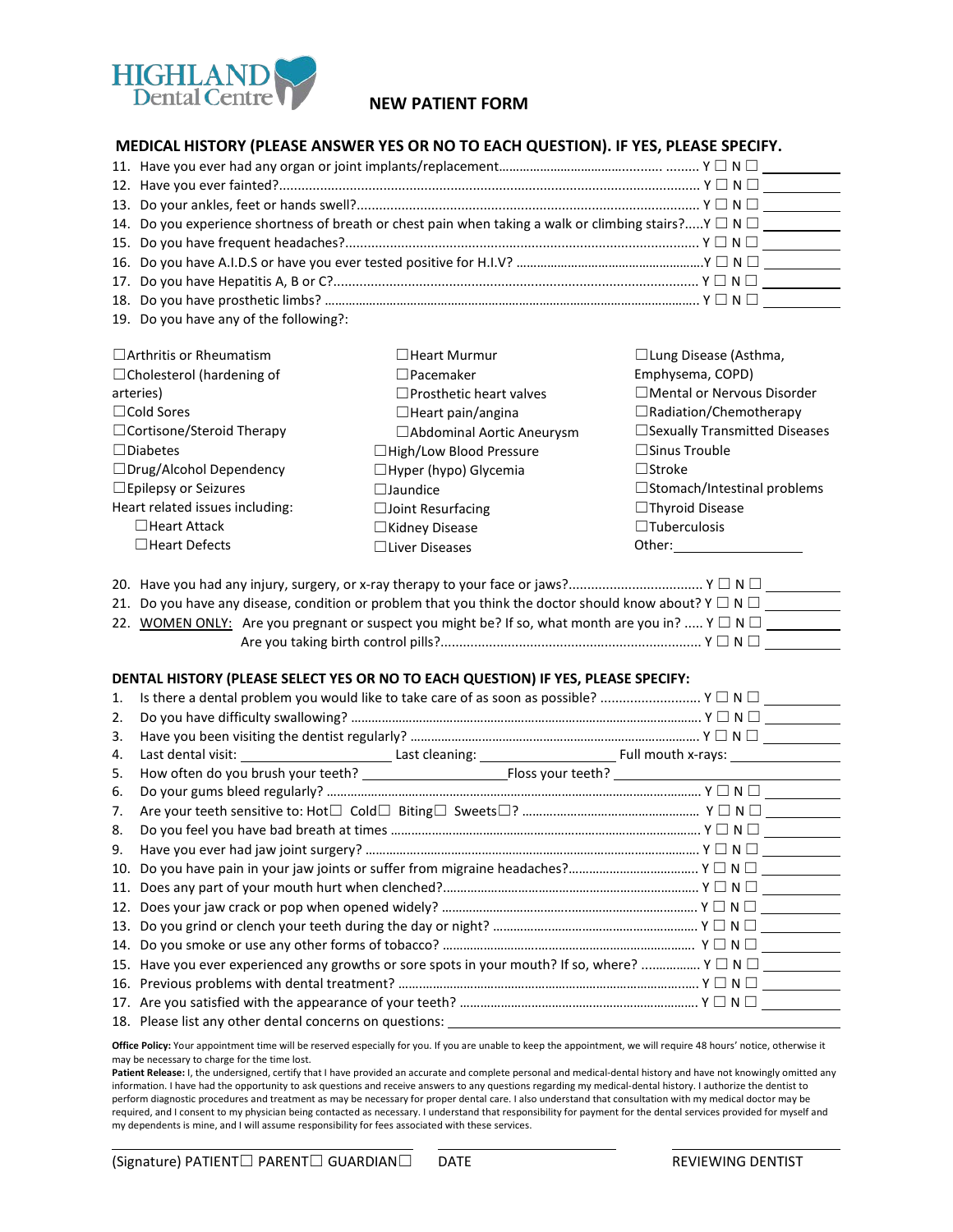HIGHLAND Dental Centre

## NEW PATIENT FORM

### MEDICAL HISTORY (PLEASE ANSWER YES OR NO TO EACH QUESTION). IF YES, PLEASE SPECIFY.

11. Have you ever had any organ or joint implants/replacement.................................................. Y ☐ N ☐ ___________
12. Have you ever fainted?.................................................................................................... Y ☐ N ☐ ___________
13. Do your ankles, feet or hands swell?................................................................................ Y ☐ N ☐ ___________
14. Do you experience shortness of breath or chest pain when taking a walk or climbing stairs?.....Y ☐ N ☐ ___________
15. Do you have frequent headaches?.................................................................................... Y ☐ N ☐ ___________
16. Do you have A.I.D.S or have you ever tested positive for H.I.V? .........................................Y ☐ N ☐ ___________
17. Do you have Hepatitis A, B or C?...................................................................................... Y ☐ N ☐ ___________
18. Do you have prosthetic limbs? ........................................................................................ Y ☐ N ☐ ___________
19. Do you have any of the following?:

☐Arthritis or Rheumatism
☐Cholesterol (hardening of arteries)
☐Cold Sores
☐Cortisone/Steroid Therapy
☐Diabetes
☐Drug/Alcohol Dependency
☐Epilepsy or Seizures
Heart related issues including:
- ☐Heart Attack
- ☐Heart Defects
- ☐Heart Murmur
- ☐Pacemaker
- ☐Prosthetic heart valves
- ☐Heart pain/angina
- ☐Abdominal Aortic Aneurysm

☐High/Low Blood Pressure
☐Hyper (hypo) Glycemia
☐Jaundice
☐Joint Resurfacing
☐Kidney Disease
☐Liver Diseases
☐Lung Disease (Asthma, Emphysema, COPD)
☐Mental or Nervous Disorder
☐Radiation/Chemotherapy
☐Sexually Transmitted Diseases
☐Sinus Trouble
☐Stroke
☐Stomach/Intestinal problems
☐Thyroid Disease
☐Tuberculosis
Other: ___________________

20. Have you had any injury, surgery, or x-ray therapy to your face or jaws?.................................. Y ☐ N ☐ ___________
21. Do you have any disease, condition or problem that you think the doctor should know about? Y ☐ N ☐ ___________
22. WOMEN ONLY: Are you pregnant or suspect you might be? If so, what month are you in? ..... Y ☐ N ☐ ___________
    Are you taking birth control pills?..................................................................... Y ☐ N ☐ ___________

### DENTAL HISTORY (PLEASE SELECT YES OR NO TO EACH QUESTION) IF YES, PLEASE SPECIFY:

1. Is there a dental problem you would like to take care of as soon as possible? ........................ Y ☐ N ☐ ___________
2. Do you have difficulty swallowing? ................................................................................... Y ☐ N ☐ ___________
3. Have you been visiting the dentist regularly? ..................................................................... Y ☐ N ☐ ___________
4. Last dental visit: ___________________ Last cleaning: _________________ Full mouth x-rays: ___________
5. How often do you brush your teeth? _________________ Floss your teeth? ___________________
6. Do your gums bleed regularly? ....................................................................................... Y ☐ N ☐ ___________
7. Are your teeth sensitive to: Hot☐ Cold☐ Biting☐ Sweets☐? .................................................. Y ☐ N ☐ ___________
8. Do you feel you have bad breath at times ........................................................................ Y ☐ N ☐ ___________
9. Have you ever had jaw joint surgery? ............................................................................... Y ☐ N ☐ ___________
10. Do you have pain in your jaw joints or suffer from migraine headaches?.................................... Y ☐ N ☐ ___________
11. Does any part of your mouth hurt when clenched?................................................................ Y ☐ N ☐ ___________
12. Does your jaw crack or pop when opened widely? ................................................................ Y ☐ N ☐ ___________
13. Do you grind or clench your teeth during the day or night? .................................................. Y ☐ N ☐ ___________
14. Do you smoke or use any other forms of tobacco? ............................................................... Y ☐ N ☐ ___________
15. Have you ever experienced any growths or sore spots in your mouth? If so, where? ................ Y ☐ N ☐ ___________
16. Previous problems with dental treatment? ......................................................................... Y ☐ N ☐ ___________
17. Are you satisfied with the appearance of your teeth? ........................................................... Y ☐ N ☐ ___________
18. Please list any other dental concerns on questions: _______________________________________

**Office Policy:** Your appointment time will be reserved especially for you. If you are unable to keep the appointment, we will require 48 hours' notice, otherwise it may be necessary to charge for the time lost.

**Patient Release:** I, the undersigned, certify that I have provided an accurate and complete personal and medical-dental history and have not knowingly omitted any information. I have had the opportunity to ask questions and receive answers to any questions regarding my medical-dental history. I authorize the dentist to perform diagnostic procedures and treatment as may be necessary for proper dental care. I also understand that consultation with my medical doctor may be required, and I consent to my physician being contacted as necessary. I understand that responsibility for payment for the dental services provided for myself and my dependents is mine, and I will assume responsibility for fees associated with these services.

_______________________________ _______________________ _______________________

(Signature) PATIENT☐ PARENT☐ GUARDIAN☐ DATE REVIEWING DENTIST